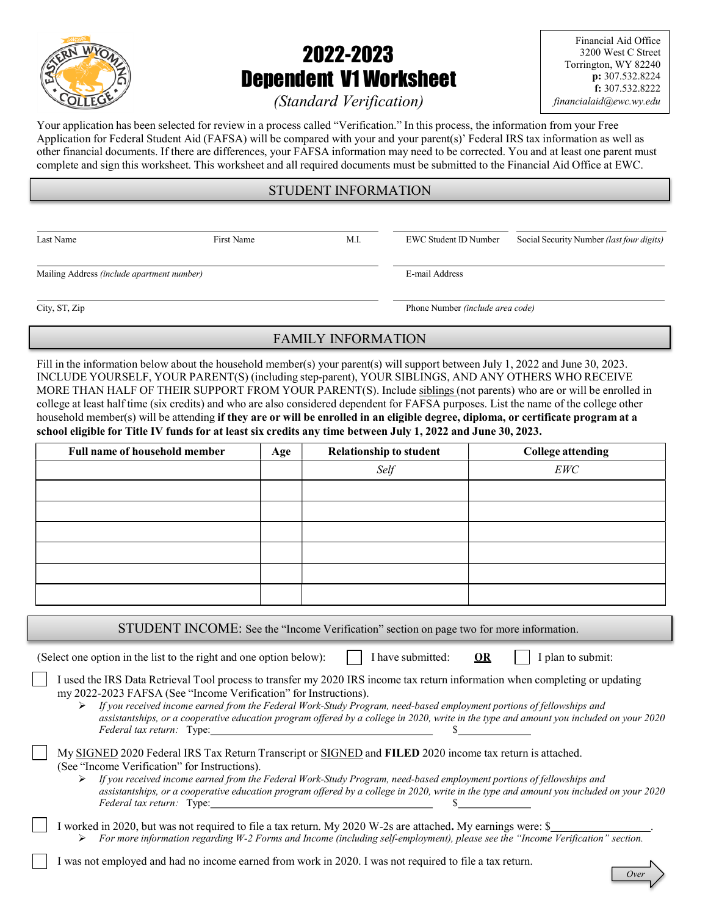# 2022-2023 Dependent V1 Worksheet

*(Standard Verification)*

Financial Aid Office
3200 West C Street
Torrington, WY 82240
**p:** 307.532.8224
**f:** 307.532.8222
*financialaid@ewc.wy.edu*

Your application has been selected for review in a process called "Verification." In this process, the information from your Free Application for Federal Student Aid (FAFSA) will be compared with your and your parent(s)' Federal IRS tax information as well as other financial documents. If there are differences, your FAFSA information may need to be corrected. You and at least one parent must complete and sign this worksheet. This worksheet and all required documents must be submitted to the Financial Aid Office at EWC.

## STUDENT INFORMATION

Last Name ______ First Name ______ M.I. ______ EWC Student ID Number ______ Social Security Number *(last four digits)* ______

Mailing Address *(include apartment number)* ______ E-mail Address ______

City, ST, Zip ______ Phone Number *(include area code)* ______

## FAMILY INFORMATION

Fill in the information below about the household member(s) your parent(s) will support between July 1, 2022 and June 30, 2023. INCLUDE YOURSELF, YOUR PARENT(S) (including step-parent), YOUR SIBLINGS, AND ANY OTHERS WHO RECEIVE MORE THAN HALF OF THEIR SUPPORT FROM YOUR PARENT(S). Include siblings (not parents) who are or will be enrolled in college at least half time (six credits) and who are also considered dependent for FAFSA purposes. List the name of the college other household member(s) will be attending **if they are or will be enrolled in an eligible degree, diploma, or certificate program at a school eligible for Title IV funds for at least six credits any time between July 1, 2022 and June 30, 2023.**

| Full name of household member | Age | Relationship to student | College attending |
|---|---|---|---|
| | | *Self* | *EWC* |
| | | | |
| | | | |
| | | | |
| | | | |
| | | | |
| | | | |

## STUDENT INCOME: See the "Income Verification" section on page two for more information.

(Select one option in the list to the right and one option below): ☐ I have submitted: **OR** ☐ I plan to submit:

☐ I used the IRS Data Retrieval Tool process to transfer my 2020 IRS income tax return information when completing or updating my 2022-2023 FAFSA (See "Income Verification" for Instructions).

- *If you received income earned from the Federal Work-Study Program, need-based employment portions of fellowships and assistantships, or a cooperative education program offered by a college in 2020, write in the type and amount you included on your 2020 Federal tax return: Type:*______________________ $____________

☐ My SIGNED 2020 Federal IRS Tax Return Transcript or SIGNED and **FILED** 2020 income tax return is attached. (See "Income Verification" for Instructions).

- *If you received income earned from the Federal Work-Study Program, need-based employment portions of fellowships and assistantships, or a cooperative education program offered by a college in 2020, write in the type and amount you included on your 2020 Federal tax return: Type:*______________________ $____________

☐ I worked in 2020, but was not required to file a tax return. My 2020 W-2s are attached**.** My earnings were: $______________.

- *For more information regarding W-2 Forms and Income (including self-employment), please see the "Income Verification" section.*

☐ I was not employed and had no income earned from work in 2020. I was not required to file a tax return.

*Over*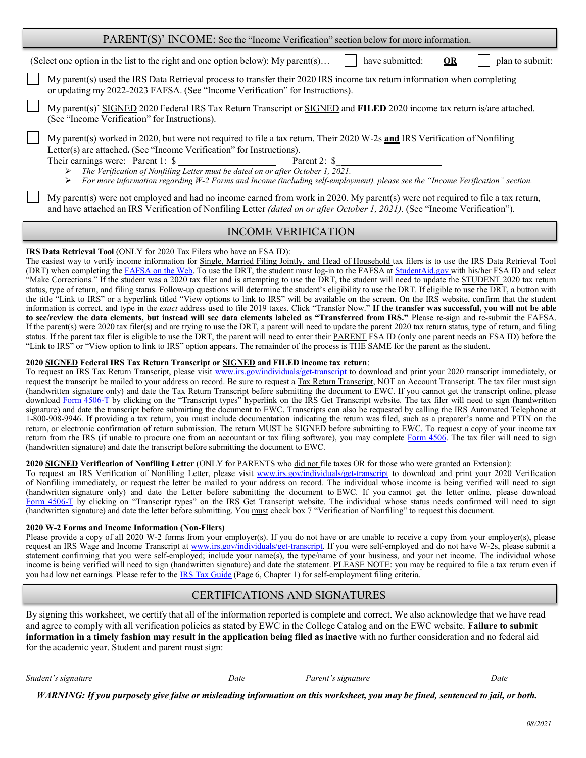## PARENT(S)' INCOME: See the "Income Verification" section below for more information.

(Select one option in the list to the right and one option below): My parent(s)… ☐ have submitted: **OR** ☐ plan to submit:

☐ My parent(s) used the IRS Data Retrieval process to transfer their 2020 IRS income tax return information when completing or updating my 2022-2023 FAFSA. (See "Income Verification" for Instructions).

☐ My parent(s)' SIGNED 2020 Federal IRS Tax Return Transcript or SIGNED and **FILED** 2020 income tax return is/are attached. (See "Income Verification" for Instructions).

☐ My parent(s) worked in 2020, but were not required to file a tax return. Their 2020 W-2s **and** IRS Verification of Nonfiling Letter(s) are attached**.** (See "Income Verification" for Instructions).
Their earnings were: Parent 1: $ \_\_\_\_\_\_\_\_\_\_\_\_\_\_\_\_\_\_\_\_ Parent 2: $\_\_\_\_\_\_\_\_\_\_\_\_\_\_\_\_\_\_\_\_

- *The Verification of Nonfiling Letter must be dated on or after October 1, 2021.*
- *For more information regarding W-2 Forms and Income (including self-employment), please see the "Income Verification" section.*

☐ My parent(s) were not employed and had no income earned from work in 2020. My parent(s) were not required to file a tax return, and have attached an IRS Verification of Nonfiling Letter *(dated on or after October 1, 2021)*. (See "Income Verification").

## INCOME VERIFICATION

**IRS Data Retrieval Tool** (ONLY for 2020 Tax Filers who have an FSA ID):
The easiest way to verify income information for Single, Married Filing Jointly, and Head of Household tax filers is to use the IRS Data Retrieval Tool (DRT) when completing the FAFSA on the Web. To use the DRT, the student must log-in to the FAFSA at StudentAid.gov with his/her FSA ID and select "Make Corrections." If the student was a 2020 tax filer and is attempting to use the DRT, the student will need to update the STUDENT 2020 tax return status, type of return, and filing status. Follow-up questions will determine the student's eligibility to use the DRT. If eligible to use the DRT, a button with the title "Link to IRS" or a hyperlink titled "View options to link to IRS" will be available on the screen. On the IRS website, confirm that the student information is correct, and type in the *exact* address used to file 2019 taxes. Click "Transfer Now." **If the transfer was successful, you will not be able to see/review the data elements, but instead will see data elements labeled as "Transferred from IRS."** Please re-sign and re-submit the FAFSA. If the parent(s) were 2020 tax filer(s) and are trying to use the DRT, a parent will need to update the parent 2020 tax return status, type of return, and filing status. If the parent tax filer is eligible to use the DRT, the parent will need to enter their PARENT FSA ID (only one parent needs an FSA ID) before the "Link to IRS" or "View option to link to IRS" option appears. The remainder of the process is THE SAME for the parent as the student.

**2020 SIGNED Federal IRS Tax Return Transcript or SIGNED and FILED income tax return**:
To request an IRS Tax Return Transcript, please visit www.irs.gov/individuals/get-transcript to download and print your 2020 transcript immediately, or request the transcript be mailed to your address on record. Be sure to request a Tax Return Transcript, NOT an Account Transcript. The tax filer must sign (handwritten signature only) and date the Tax Return Transcript before submitting the document to EWC. If you cannot get the transcript online, please download Form 4506-T by clicking on the "Transcript types" hyperlink on the IRS Get Transcript website. The tax filer will need to sign (handwritten signature) and date the transcript before submitting the document to EWC. Transcripts can also be requested by calling the IRS Automated Telephone at 1-800-908-9946. If providing a tax return, you must include documentation indicating the return was filed, such as a preparer's name and PTIN on the return, or electronic confirmation of return submission. The return MUST be SIGNED before submitting to EWC. To request a copy of your income tax return from the IRS (if unable to procure one from an accountant or tax filing software), you may complete Form 4506. The tax filer will need to sign (handwritten signature) and date the transcript before submitting the document to EWC.

**2020 SIGNED Verification of Nonfiling Letter** (ONLY for PARENTS who did not file taxes OR for those who were granted an Extension):
To request an IRS Verification of Nonfiling Letter, please visit www.irs.gov/individuals/get-transcript to download and print your 2020 Verification of Nonfiling immediately, or request the letter be mailed to your address on record. The individual whose income is being verified will need to sign (handwritten signature only) and date the Letter before submitting the document to EWC. If you cannot get the letter online, please download Form 4506-T by clicking on "Transcript types" on the IRS Get Transcript website. The individual whose status needs confirmed will need to sign (handwritten signature) and date the letter before submitting. You must check box 7 "Verification of Nonfiling" to request this document.

**2020 W-2 Forms and Income Information (Non-Filers)**
Please provide a copy of all 2020 W-2 forms from your employer(s). If you do not have or are unable to receive a copy from your employer(s), please request an IRS Wage and Income Transcript at www.irs.gov/individuals/get-transcript. If you were self-employed and do not have W-2s, please submit a statement confirming that you were self-employed; include your name(s), the type/name of your business, and your net income. The individual whose income is being verified will need to sign (handwritten signature) and date the statement. PLEASE NOTE: you may be required to file a tax return even if you had low net earnings. Please refer to the IRS Tax Guide (Page 6, Chapter 1) for self-employment filing criteria.

## CERTIFICATIONS AND SIGNATURES

By signing this worksheet, we certify that all of the information reported is complete and correct. We also acknowledge that we have read and agree to comply with all verification policies as stated by EWC in the College Catalog and on the EWC website. **Failure to submit information in a timely fashion may result in the application being filed as inactive** with no further consideration and no federal aid for the academic year. Student and parent must sign:

\_\_\_\_\_\_\_\_\_\_\_\_\_\_\_\_\_\_\_\_\_\_\_\_\_\_\_\_\_\_\_\_\_\_\_\_ \_\_\_\_\_\_\_\_\_\_\_\_\_\_\_\_\_\_\_\_\_\_\_\_\_\_\_\_\_\_\_\_\_\_\_\_
*Student's signature* *Date* *Parent's signature* *Date*

***WARNING: If you purposely give false or misleading information on this worksheet, you may be fined, sentenced to jail, or both.***

*08/2021*